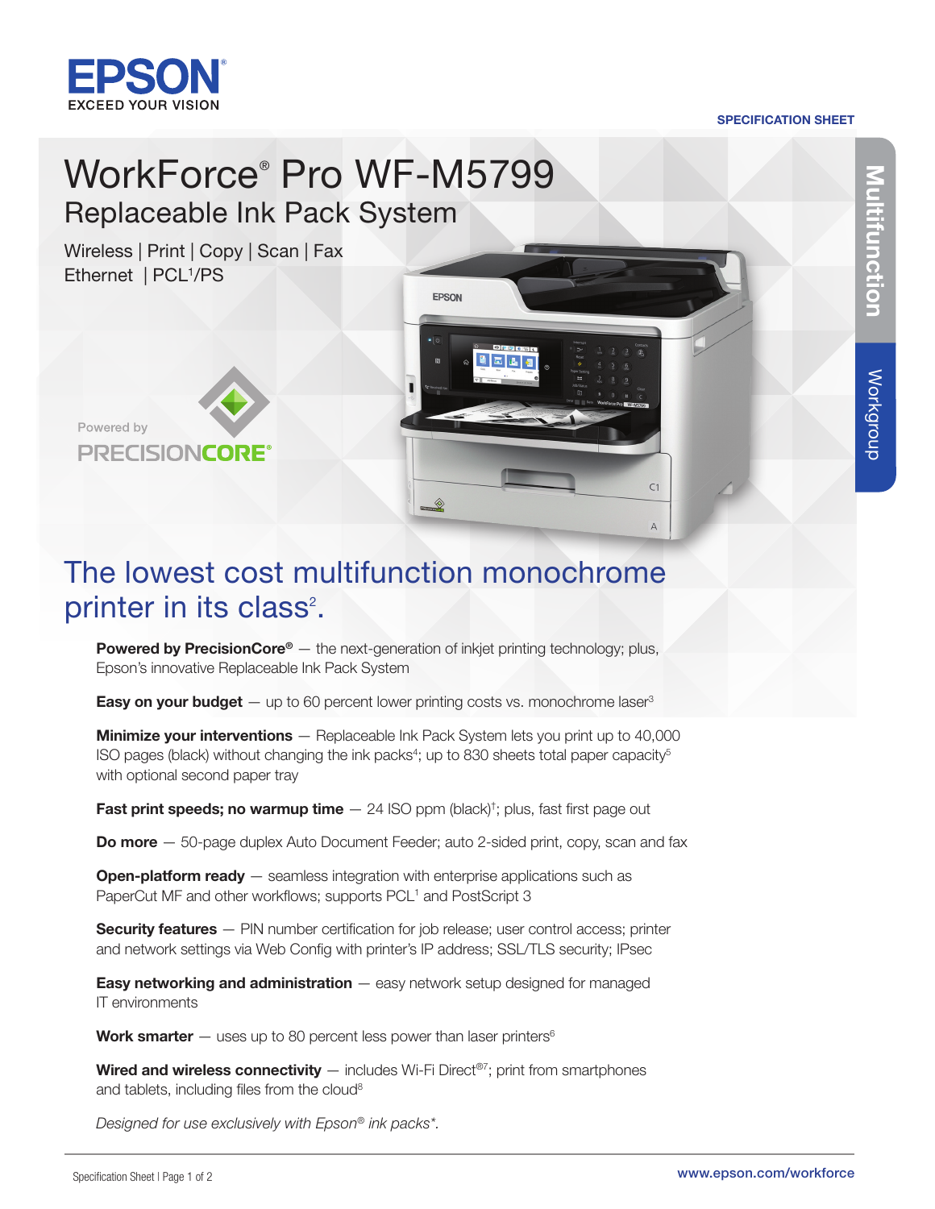EPSON
EXCEED YOUR VISION

SPECIFICATION SHEET

Multifunction | Workgroup

# WorkForce® Pro WF-M5799

## Replaceable Ink Pack System

Wireless | Print | Copy | Scan | Fax
Ethernet | PCL[1]/PS

Powered by PRECISIONCORE®

## The lowest cost multifunction monochrome printer in its class[2].

**Powered by PrecisionCore®** — the next-generation of inkjet printing technology; plus, Epson's innovative Replaceable Ink Pack System

**Easy on your budget** — up to 60 percent lower printing costs vs. monochrome laser[3]

**Minimize your interventions** — Replaceable Ink Pack System lets you print up to 40,000 ISO pages (black) without changing the ink packs[4]; up to 830 sheets total paper capacity[5] with optional second paper tray

**Fast print speeds; no warmup time** — 24 ISO ppm (black)[†]; plus, fast first page out

**Do more** — 50-page duplex Auto Document Feeder; auto 2-sided print, copy, scan and fax

**Open-platform ready** — seamless integration with enterprise applications such as PaperCut MF and other workflows; supports PCL[1] and PostScript 3

**Security features** — PIN number certification for job release; user control access; printer and network settings via Web Config with printer's IP address; SSL/TLS security; IPsec

**Easy networking and administration** — easy network setup designed for managed IT environments

**Work smarter** — uses up to 80 percent less power than laser printers[6]

**Wired and wireless connectivity** — includes Wi-Fi Direct®[7]; print from smartphones and tablets, including files from the cloud[8]

*Designed for use exclusively with Epson® ink packs\*.*

www.epson.com/workforce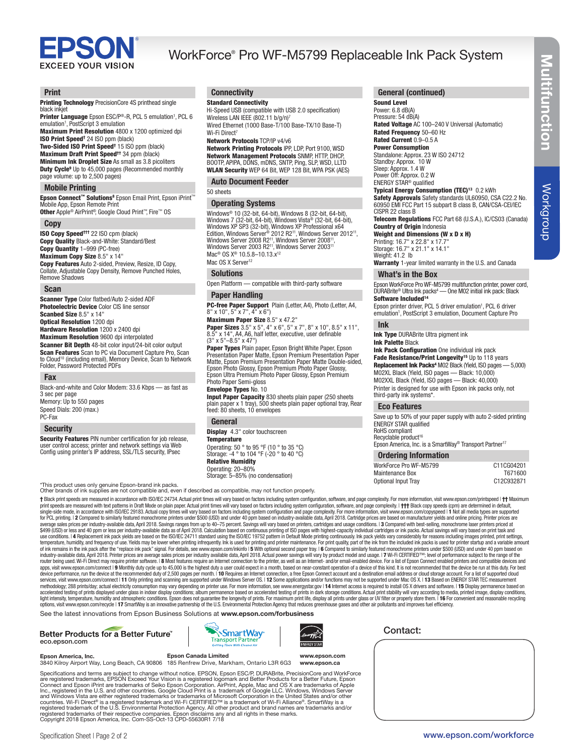# WorkForce® Pro WF-M5799 Replaceable Ink Pack System

## Print

**Printing Technology** PrecisionCore 4S printhead single black inkjet
**Printer Language** Epson ESC/P®-R, PCL 5 emulation[1], PCL 6 emulation[1], PostScript 3 emulation
**Maximum Print Resolution** 4800 x 1200 optimized dpi
**ISO Print Speed**† 24 ISO ppm (black)
**Two-Sided ISO Print Speed**† 15 ISO ppm (black)
**Maximum Draft Print Speed**†† 34 ppm (black)
**Minimum Ink Droplet Size** As small as 3.8 picoliters
**Duty Cycle**[9] Up to 45,000 pages (Recommended monthly page volume: up to 2,500 pages)

## Mobile Printing

**Epson Connect™ Solutions**[8] Epson Email Print, Epson iPrint™ Mobile App, Epson Remote Print
**Other** Apple® AirPrint®, Google Cloud Print™, Fire™ OS

## Copy

**ISO Copy Speed**††† 22 ISO cpm (black)
**Copy Quality** Black-and-White: Standard/Best
**Copy Quantity** 1–999 (PC-free)
**Maximum Copy Size** 8.5" x 14"
**Copy Features** Auto 2-sided, Preview, Resize, ID Copy, Collate, Adjustable Copy Density, Remove Punched Holes, Remove Shadows

## Scan

**Scanner Type** Color flatbed/Auto 2-sided ADF
**Photoelectric Device** Color CIS line sensor
**Scanned Size** 8.5" x 14"
**Optical Resolution** 1200 dpi
**Hardware Resolution** 1200 x 2400 dpi
**Maximum Resolution** 9600 dpi interpolated
**Scanner Bit Depth** 48-bit color input/24-bit color output
**Scan Features** Scan to PC via Document Capture Pro, Scan to Cloud[10] (including email), Memory Device, Scan to Network Folder, Password Protected PDFs

## Fax

Black-and-white and Color Modem: 33.6 Kbps — as fast as 3 sec per page
Memory: Up to 550 pages
Speed Dials: 200 (max.)
PC-Fax

## Security

**Security Features** PIN number certification for job release, user control access; printer and network settings via Web Config using printer's IP address, SSL/TLS security, IPsec

## Connectivity

**Standard Connectivity**
Hi-Speed USB (compatible with USB 2.0 specification)
Wireless LAN IEEE (802.11 b/g/n)[7]
Wired Ethernet (1000 Base-T/100 Base-TX/10 Base-T)
Wi-Fi Direct[7]
**Network Protocols** TCP/IP v4/v6
**Network Printing Protocols** IPP, LDP, Port 9100, WSD
**Network Management Protocols** SNMP, HTTP, DHCP, BOOTP, APIPA, DDNS, mDNS, SNTP, Ping, SLP, WSD, LLTD
**WLAN Security** WEP 64 Bit, WEP 128 Bit, WPA PSK (AES)

## Auto Document Feeder

50 sheets

## Operating Systems

Windows® 10 (32-bit, 64-bit), Windows 8 (32-bit, 64-bit), Windows 7 (32-bit, 64-bit), Windows Vista® (32-bit, 64-bit), Windows XP SP3 (32-bit), Windows XP Professional x64 Edition, Windows Server® 2012 R2[11], Windows Server 2012[11], Windows Server 2008 R2[11], Windows Server 2008[11], Windows Server 2003 R2[11], Windows Server 2003[11]
Mac® OS X® 10.5.8–10.13.x[12]
Mac OS X Server[12]

## Solutions

Open Platform — compatible with third-party software

## Paper Handling

**PC-free Paper Support** Plain (Letter, A4), Photo (Letter, A4, 8" x 10", 5" x 7", 4" x 6")
**Maximum Paper Size** 8.5" x 47.2"
**Paper Sizes** 3.5" x 5", 4" x 6", 5" x 7", 8" x 10", 8.5" x 11", 8.5" x 14", A4, A6, half letter, executive, user definable (3" x 5"–8.5" x 47")
**Paper Types** Plain paper, Epson Bright White Paper, Epson Presentation Paper Matte, Epson Premium Presentation Paper Matte, Epson Premium Presentation Paper Matte Double-sided, Epson Photo Glossy, Epson Premium Photo Paper Glossy, Epson Ultra Premium Photo Paper Glossy, Epson Premium Photo Paper Semi-gloss
**Envelope Types** No. 10
**Input Paper Capacity** 830 sheets plain paper (250 sheets plain paper x 1 tray), 500 sheets plain paper optional tray, Rear feed: 80 sheets, 10 envelopes

## General

**Display** 4.3" color touchscreen
**Temperature**
Operating: 50 ° to 95 °F (10 ° to 35 °C)
Storage: -4 ° to 104 °F (-20 ° to 40 °C)
**Relative Humidity**
Operating: 20–80%
Storage: 5–85% (no condensation)

## General (continued)

**Sound Level**
Power: 6.8 dB(A)
Pressure: 54 dB(A)
**Rated Voltage** AC 100–240 V Universal (Automatic)
**Rated Frequency** 50–60 Hz
**Rated Current** 0.9–0.5 A
**Power Consumption**
Standalone: Approx. 23 W ISO 24712
Standby: Approx. 10 W
Sleep: Approx. 1.4 W
Power Off: Approx. 0.2 W
ENERGY STAR® qualified
**Typical Energy Consumption (TEC)**[13] 0.2 kWh
**Safety Approvals** Safety standards UL60950, CSA C22.2 No. 60950 EMI FCC Part 15 subpart B class B, CAN/CSA-CEI/IEC CISPR 22 class B
**Telecom Regulations** FCC Part 68 (U.S.A.), IC/CS03 (Canada)
**Country of Origin** Indonesia
**Weight and Dimensions (W x D x H)**
Printing: 16.7" x 22.8" x 17.7"
Storage: 16.7" x 21.1" x 14.1"
Weight: 41.2 lb
**Warranty** 1-year limited warranty in the U.S. and Canada

## What's in the Box

Epson WorkForce Pro WF-M5799 multifunction printer, power cord, DURABrite® Ultra Ink packs[4] — One M02 initial ink pack: Black
**Software Included**[14]
Epson printer driver, PCL 5 driver emulation[1], PCL 6 driver emulation[1], PostScript 3 emulation, Document Capture Pro

## Ink

**Ink Type** DURABrite Ultra pigment ink
**Ink Palette** Black
**Ink Pack Configuration** One individual ink pack
**Fade Resistance/Print Longevity**[15] Up to 118 years
**Replacement Ink Packs**[4] M02 Black (Yield, ISO pages — 5,000)
M02XL Black (Yield, ISO pages — Black: 10,000)
M02XXL Black (Yield, ISO pages — Black: 40,000)
Printer is designed for use with Epson ink packs only, not third-party ink systems*.

## Eco Features

Save up to 50% of your paper supply with auto 2-sided printing
ENERGY STAR qualified
RoHS compliant
Recyclable product[16]
Epson America, Inc. is a SmartWay® Transport Partner[17]

## Ordering Information

| | |
|---|---|
| WorkForce Pro WF-M5799 | C11CG04201 |
| Maintenance Box | T671600 |
| Optional Input Tray | C12C932871 |

*This product uses only genuine Epson-brand ink packs.
Other brands of ink supplies are not compatible and, even if described as compatible, may not function properly.

† Black print speeds are measured in accordance with ISO/IEC 24734. Actual print times will vary based on factors including system configuration, software, and page complexity. For more information, visit www.epson.com/printspeed | †† Maximum print speeds are measured with text patterns in Draft Mode on plain paper. Actual print times will vary based on factors including system configuration, software, and page complexity. | ††† Black copy speeds (cpm) are determined in default, single-side mode, in accordance with ISO/IEC 29183. Actual copy times will vary based on factors including system configuration and page complexity. For more information, visit www.epson.com/copyspeed | **1** Not all media types are supported for PCL printing. | **2** Compared to similarly featured monochrome printers under $500 (USD) and under 40 ppm based on industry-available data, April 2018. Cartridge prices are based on manufacturer yields and online pricing. Printer prices are average sales prices per industry-available data, April 2018. Savings ranges from up to 40–75 percent. Savings will vary based on printers, cartridges and usage conditions. | **3** Compared with best-selling, monochrome laser printers priced at $499 (USD) or less and 40 ppm or less per industry-available data as of April 2018. Calculation based on continuous printing of ISO pages with highest-capacity individual cartridges or ink packs. Actual savings will vary based on print task and use conditions. | **4** Replacement ink pack yields are based on the ISO/IEC 24711 standard using the ISO/IEC 19752 pattern in Default Mode printing continuously. Ink pack yields vary considerably for reasons including images printed, print settings, temperature, humidity, and frequency of use. Yields may be lower when printing infrequently. Ink is used for printing and printer maintenance. For print quality, part of the ink from the included ink packs is used for printer startup and a variable amount of ink remains in the ink pack after the "replace ink pack" signal. For details, see www.epson.com/inkinfo | **5** With optional second paper tray. | **6** Compared to similarly featured monochrome printers under $500 (USD) and under 40 ppm based on industry-available data, April 2018. Printer prices are average sales prices per industry-available data, April 2018. Actual power savings will vary by product model and usage. | **7** Wi-Fi CERTIFIED™; level of performance subject to the range of the router being used. Wi-Fi Direct may require printer software. | **8** Most features require an Internet connection to the printer, as well as an Internet- and/or email-enabled device. For a list of Epson Connect enabled printers and compatible devices and apps, visit www.epson.com/connect | **9** Monthly duty cycle up to 45,000 is the highest duty a user could expect in a month, based on near-constant operation of a device of this kind. It is not recommended that the device be run at this duty. For best device performance, run the device at the recommended duty of 2,500 pages per month. | **10** Requires an Internet connection, a free Epson Connect account and a destination email address or cloud storage account. For a list of supported cloud services, visit www.epson.com/connect | **11** Only printing and scanning are supported under Windows Server OS. | **12** Some applications and/or functions may not be supported under Mac OS X. | **13** Based on ENERGY STAR TEC measurement methodology; 288 prints/day; actual electricity consumption may vary depending on printer use. For more information, see www.energystar.gov | **14** Internet access is required to install OS X drivers and software. | **15** Display permanence based on accelerated testing of prints displayed under glass in indoor display conditions; album permanence based on accelerated testing of prints in dark storage conditions. Actual print stability will vary according to media, printed image, display conditions, light intensity, temperature, humidity and atmospheric conditions. Epson does not guarantee the longevity of prints. For maximum print life, display all prints under glass or UV filter or properly store them. | **16** For convenient and reasonable recycling options, visit www.epson.com/recycle | **17** SmartWay is an innovative partnership of the U.S. Environmental Protection Agency that reduces greenhouse gases and other air pollutants and improves fuel efficiency.

See the latest innovations from Epson Business Solutions at **www.epson.com/forbusiness**

Better Products for a Better Future™
eco.epson.com

SmartWay Transport Partner

ENERGY STAR

Contact:

**Epson America, Inc.**
3840 Kilroy Airport Way, Long Beach, CA 90806

**Epson Canada Limited**
185 Renfrew Drive, Markham, Ontario L3R 6G3

**www.epson.com**
**www.epson.ca**

Specifications and terms are subject to change without notice. EPSON, Epson ESC/P, DURABrite, PrecisionCore and WorkForce are registered trademarks, EPSON Exceed Your Vision is a registered logomark and Better Products for a Better Future, Epson Connect and Epson iPrint are trademarks of Seiko Epson Corporation. AirPrint, Apple, Mac and OS X are trademarks of Apple Inc., registered in the U.S. and other countries. Google Cloud Print is a trademark of Google LLC. Windows, Windows Server and Windows Vista are either registered trademarks or trademarks of Microsoft Corporation in the United States and/or other countries. Wi-Fi Direct® is a registered trademark and Wi-Fi CERTIFIED™ is a trademark of Wi-Fi Alliance®. SmartWay is a registered trademark of the U.S. Environmental Protection Agency. All other product and brand names are trademarks and/or registered trademarks of their respective companies. Epson disclaims any and all rights in these marks.
Copyright 2018 Epson America, Inc. Com-SS-Oct-13 CPD-55630R1 7/18

www.epson.com/workforce